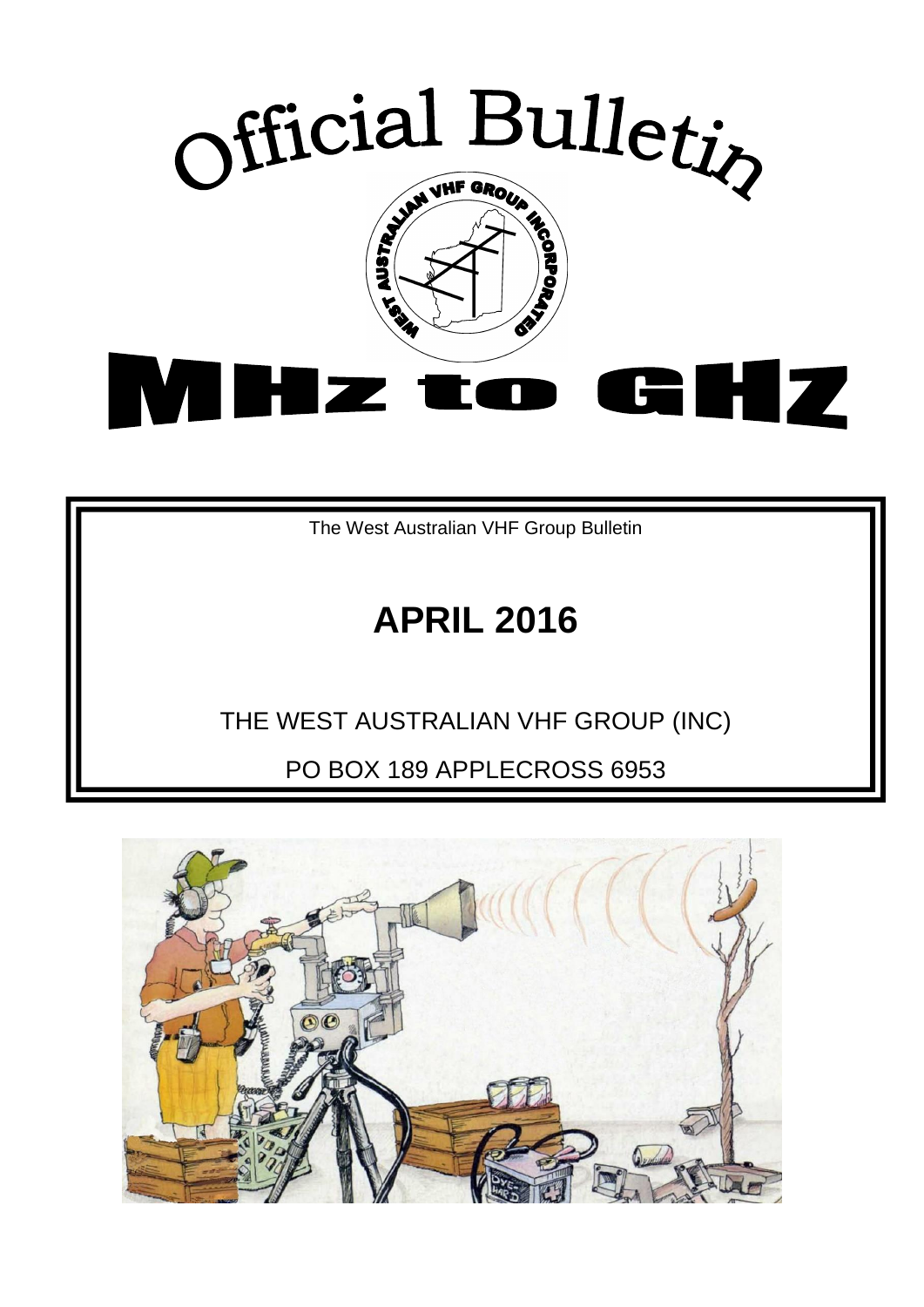# Official Bulletin

# MHz to GHz

The West Australian VHF Group Bulletin

## APRIL 2016

THE WEST AUSTRALIAN VHF GROUP (INC)

PO BOX 189 APPLECROSS 6953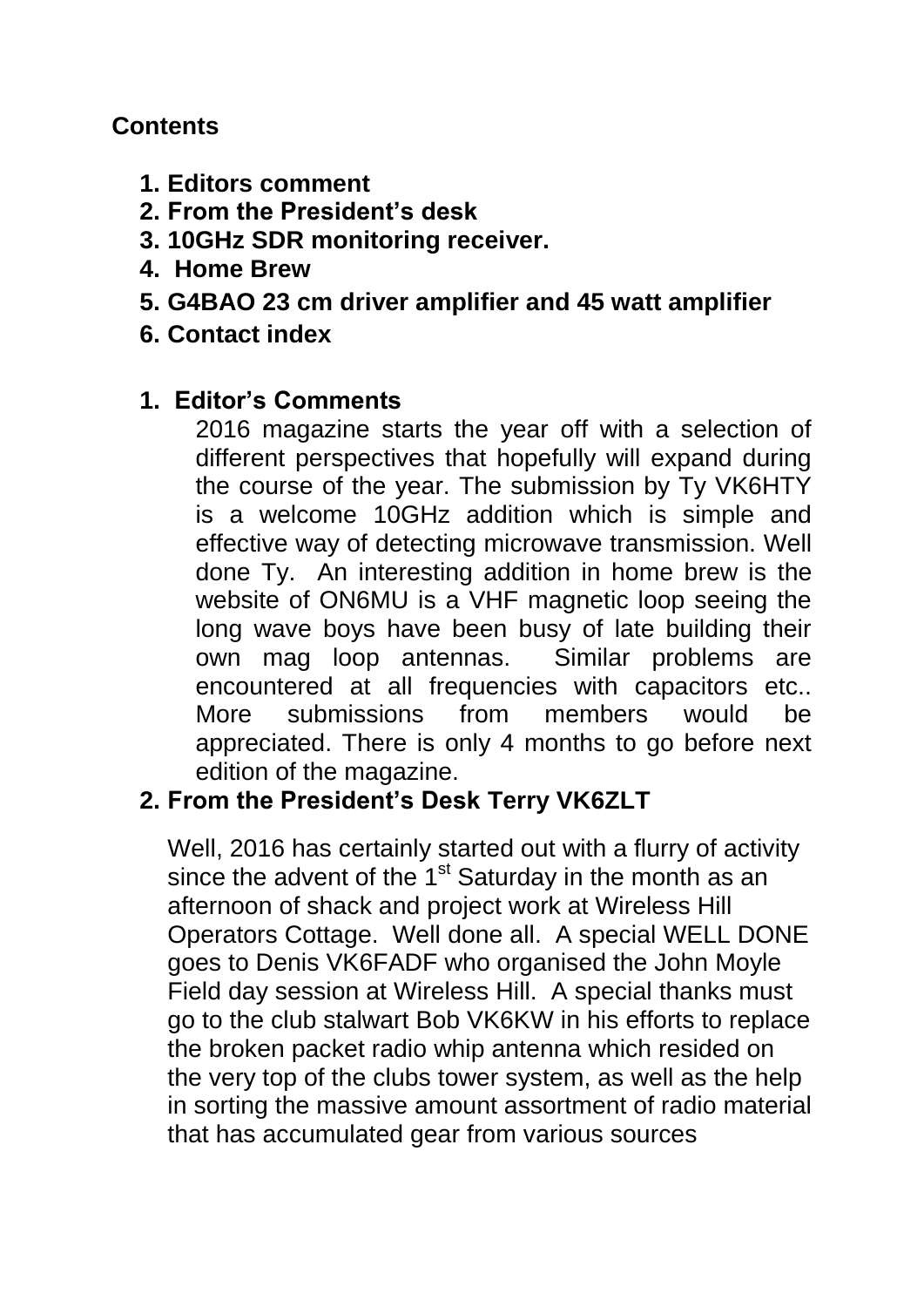## Contents

1. **Editors comment**
2. **From the President's desk**
3. **10GHz SDR monitoring receiver.**
4. **Home Brew**
5. **G4BAO 23 cm driver amplifier and 45 watt amplifier**
6. **Contact index**

## 1. Editor's Comments

2016 magazine starts the year off with a selection of different perspectives that hopefully will expand during the course of the year. The submission by Ty VK6HTY is a welcome 10GHz addition which is simple and effective way of detecting microwave transmission. Well done Ty. An interesting addition in home brew is the website of ON6MU is a VHF magnetic loop seeing the long wave boys have been busy of late building their own mag loop antennas. Similar problems are encountered at all frequencies with capacitors etc.. More submissions from members would be appreciated. There is only 4 months to go before next edition of the magazine.

## 2. From the President's Desk Terry VK6ZLT

Well, 2016 has certainly started out with a flurry of activity since the advent of the 1st Saturday in the month as an afternoon of shack and project work at Wireless Hill Operators Cottage. Well done all. A special WELL DONE goes to Denis VK6FADF who organised the John Moyle Field day session at Wireless Hill. A special thanks must go to the club stalwart Bob VK6KW in his efforts to replace the broken packet radio whip antenna which resided on the very top of the clubs tower system, as well as the help in sorting the massive amount assortment of radio material that has accumulated gear from various sources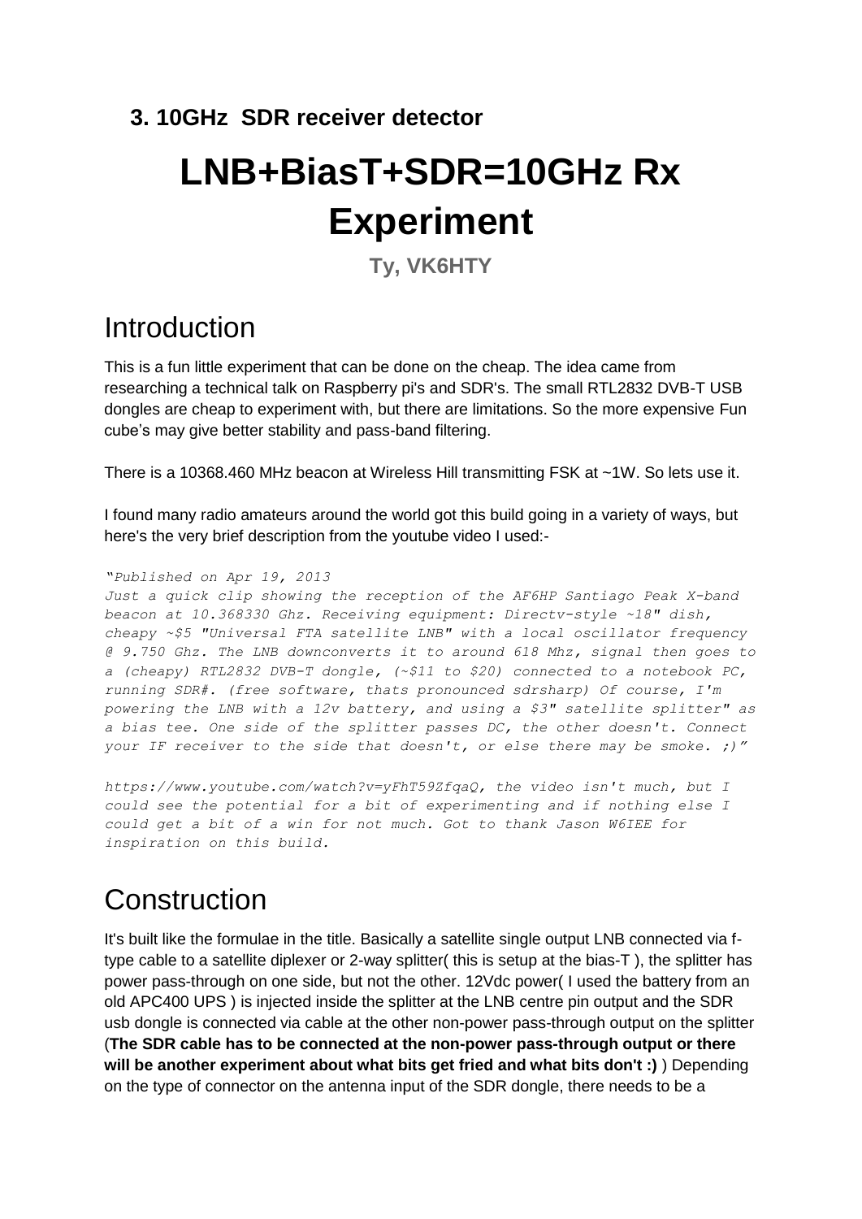### 3. 10GHz SDR receiver detector

# LNB+BiasT+SDR=10GHz Rx Experiment

**Ty, VK6HTY**

## Introduction

This is a fun little experiment that can be done on the cheap. The idea came from researching a technical talk on Raspberry pi's and SDR's. The small RTL2832 DVB-T USB dongles are cheap to experiment with, but there are limitations. So the more expensive Fun cube's may give better stability and pass-band filtering.

There is a 10368.460 MHz beacon at Wireless Hill transmitting FSK at ~1W. So lets use it.

I found many radio amateurs around the world got this build going in a variety of ways, but here's the very brief description from the youtube video I used:-

*"Published on Apr 19, 2013*
*Just a quick clip showing the reception of the AF6HP Santiago Peak X-band beacon at 10.368330 Ghz. Receiving equipment: Directv-style ~18" dish, cheapy ~$5 "Universal FTA satellite LNB" with a local oscillator frequency @ 9.750 Ghz. The LNB downconverts it to around 618 Mhz, signal then goes to a (cheapy) RTL2832 DVB-T dongle, (~$11 to $20) connected to a notebook PC, running SDR#. (free software, thats pronounced sdrsharp) Of course, I'm powering the LNB with a 12v battery, and using a $3" satellite splitter" as a bias tee. One side of the splitter passes DC, the other doesn't. Connect your IF receiver to the side that doesn't, or else there may be smoke. ;)"*

*https://www.youtube.com/watch?v=yFhT59ZfqaQ, the video isn't much, but I could see the potential for a bit of experimenting and if nothing else I could get a bit of a win for not much. Got to thank Jason W6IEE for inspiration on this build.*

## Construction

It's built like the formulae in the title. Basically a satellite single output LNB connected via f-type cable to a satellite diplexer or 2-way splitter( this is setup at the bias-T ), the splitter has power pass-through on one side, but not the other. 12Vdc power( I used the battery from an old APC400 UPS ) is injected inside the splitter at the LNB centre pin output and the SDR usb dongle is connected via cable at the other non-power pass-through output on the splitter (**The SDR cable has to be connected at the non-power pass-through output or there will be another experiment about what bits get fried and what bits don't :)** ) Depending on the type of connector on the antenna input of the SDR dongle, there needs to be a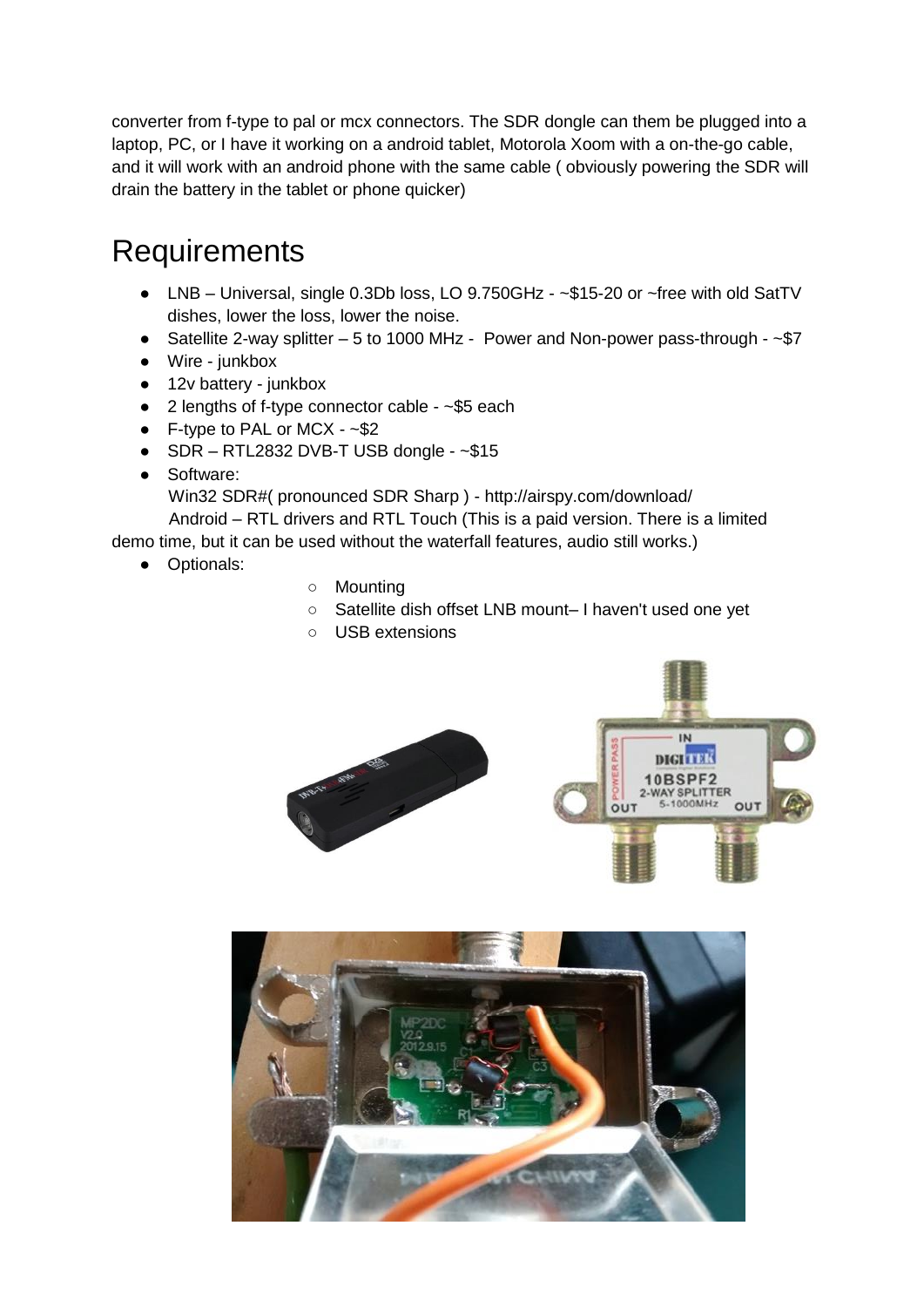converter from f-type to pal or mcx connectors. The SDR dongle can them be plugged into a laptop, PC, or I have it working on a android tablet, Motorola Xoom with a on-the-go cable, and it will work with an android phone with the same cable ( obviously powering the SDR will drain the battery in the tablet or phone quicker)

# Requirements

- LNB – Universal, single 0.3Db loss, LO 9.750GHz - ~$15-20 or ~free with old SatTV dishes, lower the loss, lower the noise.
- Satellite 2-way splitter – 5 to 1000 MHz - Power and Non-power pass-through - ~$7
- Wire - junkbox
- 12v battery - junkbox
- 2 lengths of f-type connector cable - ~$5 each
- F-type to PAL or MCX - ~$2
- SDR – RTL2832 DVB-T USB dongle - ~$15
- Software:
  Win32 SDR#( pronounced SDR Sharp ) - http://airspy.com/download/
  Android – RTL drivers and RTL Touch (This is a paid version. There is a limited demo time, but it can be used without the waterfall features, audio still works.)
- Optionals:
  - Mounting
  - Satellite dish offset LNB mount– I haven't used one yet
  - USB extensions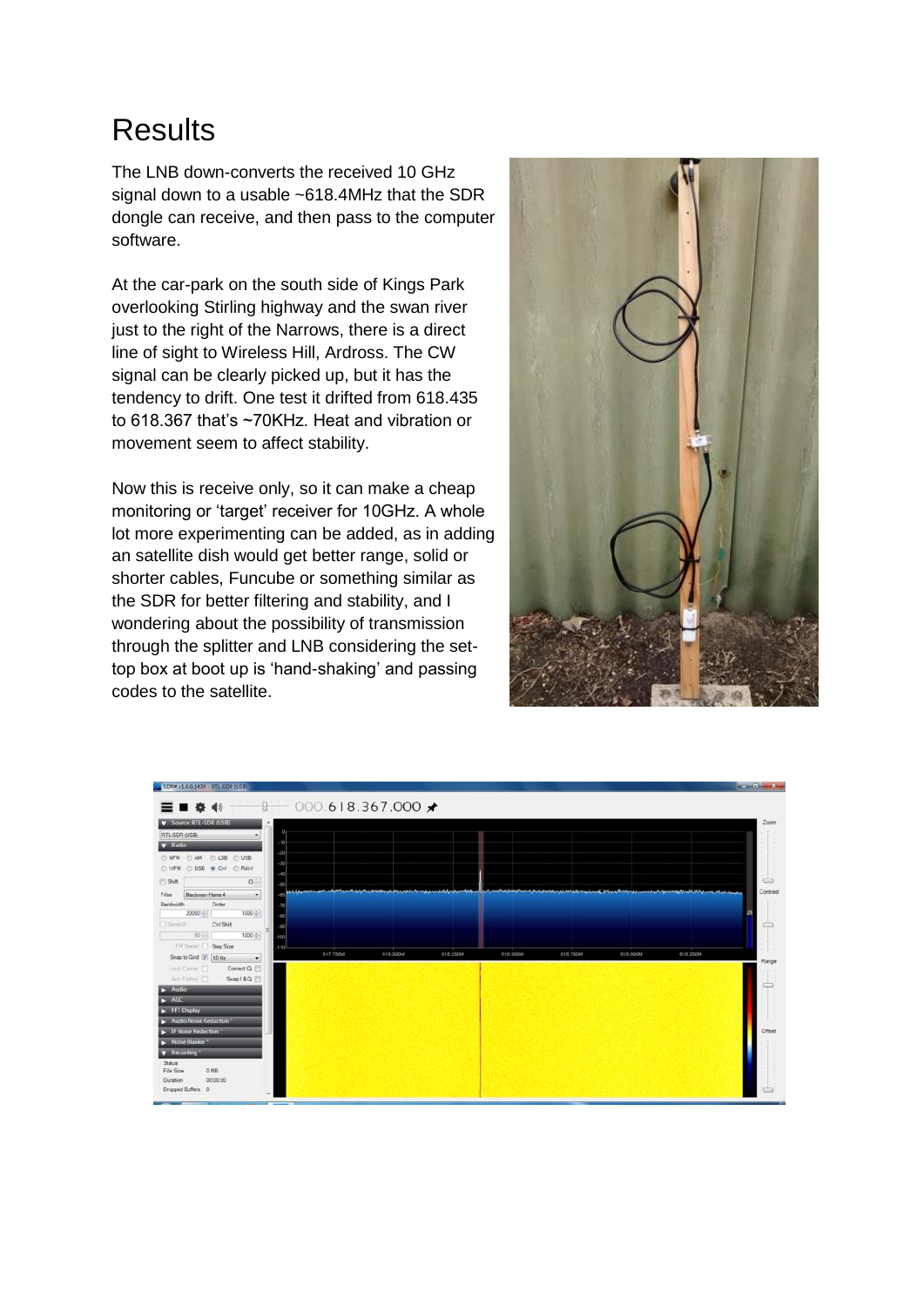# Results

The LNB down-converts the received 10 GHz signal down to a usable ~618.4MHz that the SDR dongle can receive, and then pass to the computer software.

At the car-park on the south side of Kings Park overlooking Stirling highway and the swan river just to the right of the Narrows, there is a direct line of sight to Wireless Hill, Ardross. The CW signal can be clearly picked up, but it has the tendency to drift. One test it drifted from 618.435 to 618.367 that's ~70KHz. Heat and vibration or movement seem to affect stability.

Now this is receive only, so it can make a cheap monitoring or 'target' receiver for 10GHz. A whole lot more experimenting can be added, as in adding an satellite dish would get better range, solid or shorter cables, Funcube or something similar as the SDR for better filtering and stability, and I wondering about the possibility of transmission through the splitter and LNB considering the set-top box at boot up is 'hand-shaking' and passing codes to the satellite.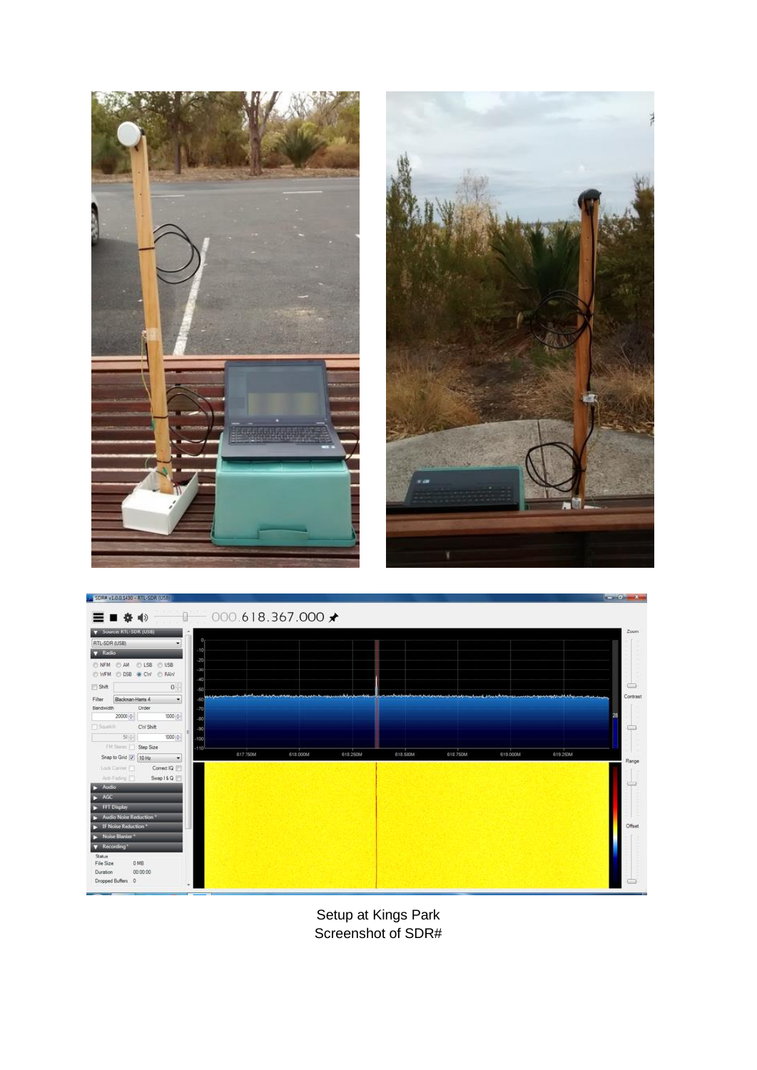Setup at Kings Park
Screenshot of SDR#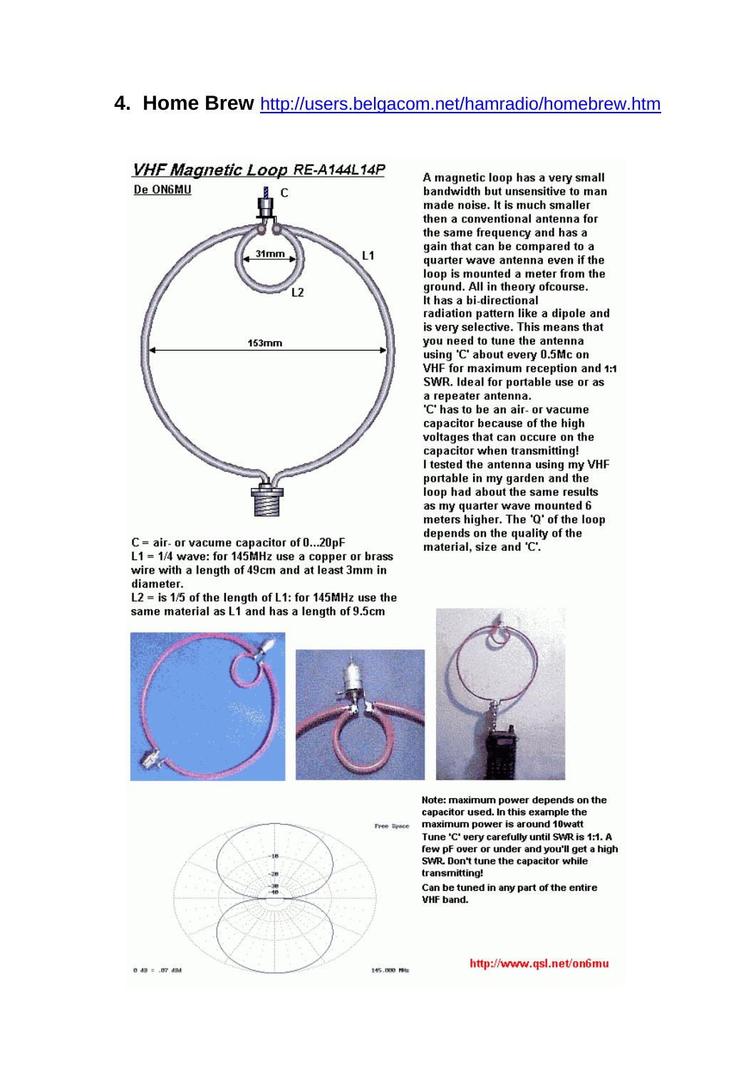## 4. Home Brew http://users.belgacom.net/hamradio/homebrew.htm

*VHF Magnetic Loop* RE-A144L14P

De ON6MU

C

L1

31mm

L2

153mm

C = air- or vacuum capacitor of 0...20pF
L1 = 1/4 wave: for 145MHz use a copper or brass wire with a length of 49cm and at least 3mm in diameter.
L2 = is 1/5 of the length of L1: for 145MHz use the same material as L1 and has a length of 9.5cm

A magnetic loop has a very small bandwidth but unsensitive to man made noise. It is much smaller then a conventional antenna for the same frequency and has a gain that can be compared to a quarter wave antenna even if the loop is mounted a meter from the ground. All in theory ofcourse.
It has a bi-directional radiation pattern like a dipole and is very selective. This means that you need to tune the antenna using 'C' about every 0.5Mc on VHF for maximum reception and 1:1 SWR. Ideal for portable use or as a repeater antenna.
'C' has to be an air- or vacume capacitor because of the high voltages that can occure on the capacitor when transmitting!
I tested the antenna using my VHF portable in my garden and the loop had about the same results as my quarter wave mounted 6 meters higher. The 'Q' of the loop depends on the quality of the material, size and 'C'.

Free Space

-10
-20
-30
-40

0 dB = .07 dBd

145.000 MHz

Note: maximum power depends on the capacitor used. In this example the maximum power is around 10watt
Tune 'C' very carefully until SWR is 1:1. A few pF over or under and you'll get a high SWR. Don't tune the capacitor while transmitting!

Can be tuned in any part of the entire VHF band.

http://www.qsl.net/on6mu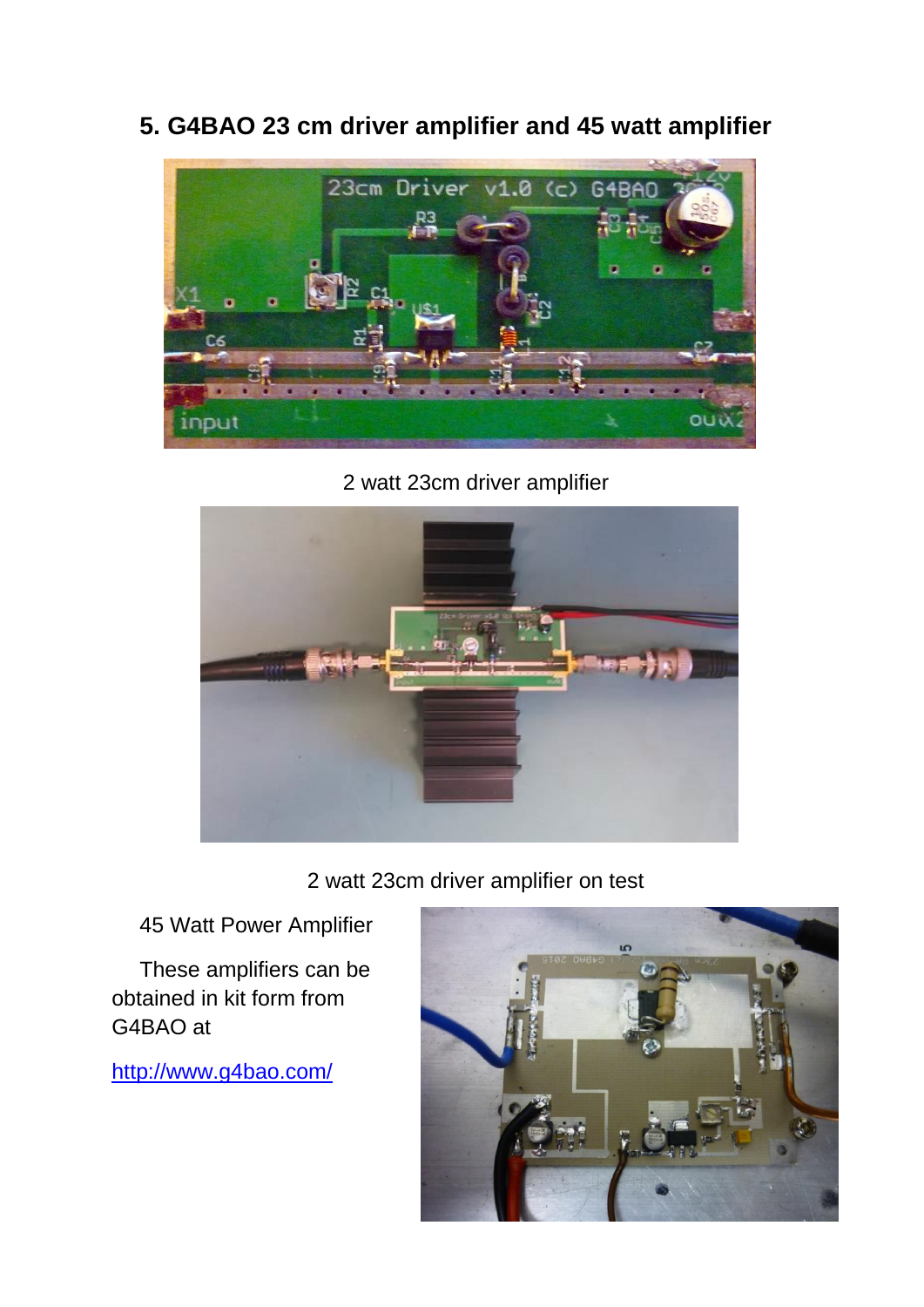## 5. G4BAO 23 cm driver amplifier and 45 watt amplifier

2 watt 23cm driver amplifier

2 watt 23cm driver amplifier on test

45 Watt Power Amplifier

These amplifiers can be obtained in kit form from G4BAO at

[http://www.g4bao.com/](http://www.g4bao.com/)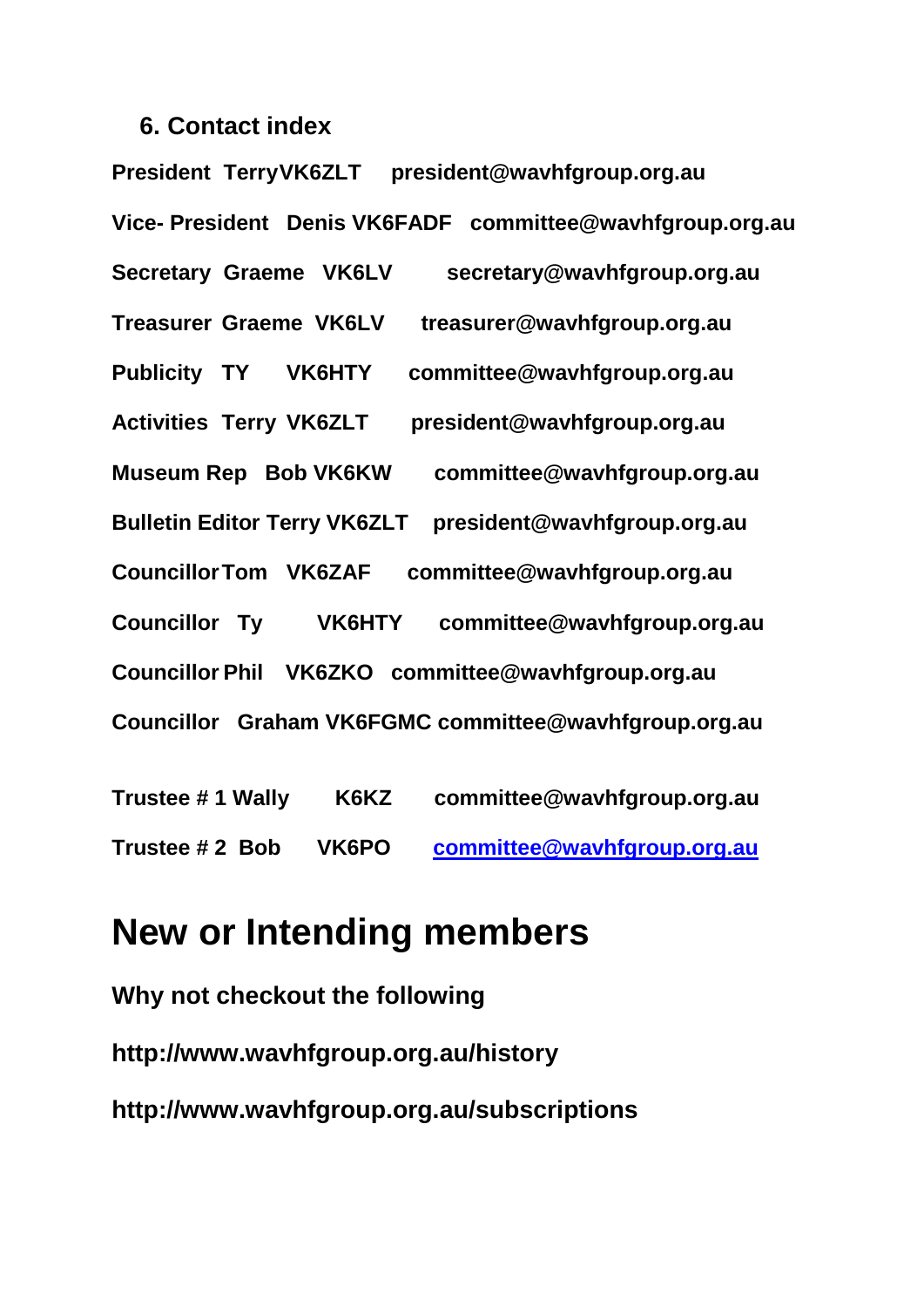### 6. Contact index

| | | | |
|---|---|---|---|
| **President** | **Terry** | **VK6ZLT** | **president@wavhfgroup.org.au** |
| **Vice- President** | **Denis** | **VK6FADF** | **committee@wavhfgroup.org.au** |
| **Secretary** | **Graeme** | **VK6LV** | **secretary@wavhfgroup.org.au** |
| **Treasurer** | **Graeme** | **VK6LV** | **treasurer@wavhfgroup.org.au** |
| **Publicity** | **TY** | **VK6HTY** | **committee@wavhfgroup.org.au** |
| **Activities** | **Terry** | **VK6ZLT** | **president@wavhfgroup.org.au** |
| **Museum Rep** | **Bob** | **VK6KW** | **committee@wavhfgroup.org.au** |
| **Bulletin Editor** | **Terry** | **VK6ZLT** | **president@wavhfgroup.org.au** |
| **Councillor** | **Tom** | **VK6ZAF** | **committee@wavhfgroup.org.au** |
| **Councillor** | **Ty** | **VK6HTY** | **committee@wavhfgroup.org.au** |
| **Councillor** | **Phil** | **VK6ZKO** | **committee@wavhfgroup.org.au** |
| **Councillor** | **Graham** | **VK6FGMC** | **committee@wavhfgroup.org.au** |
| **Trustee # 1** | **Wally** | **K6KZ** | **committee@wavhfgroup.org.au** |
| **Trustee # 2** | **Bob** | **VK6PO** | **committee@wavhfgroup.org.au** |

# New or Intending members

**Why not checkout the following**

**http://www.wavhfgroup.org.au/history**

**http://www.wavhfgroup.org.au/subscriptions**